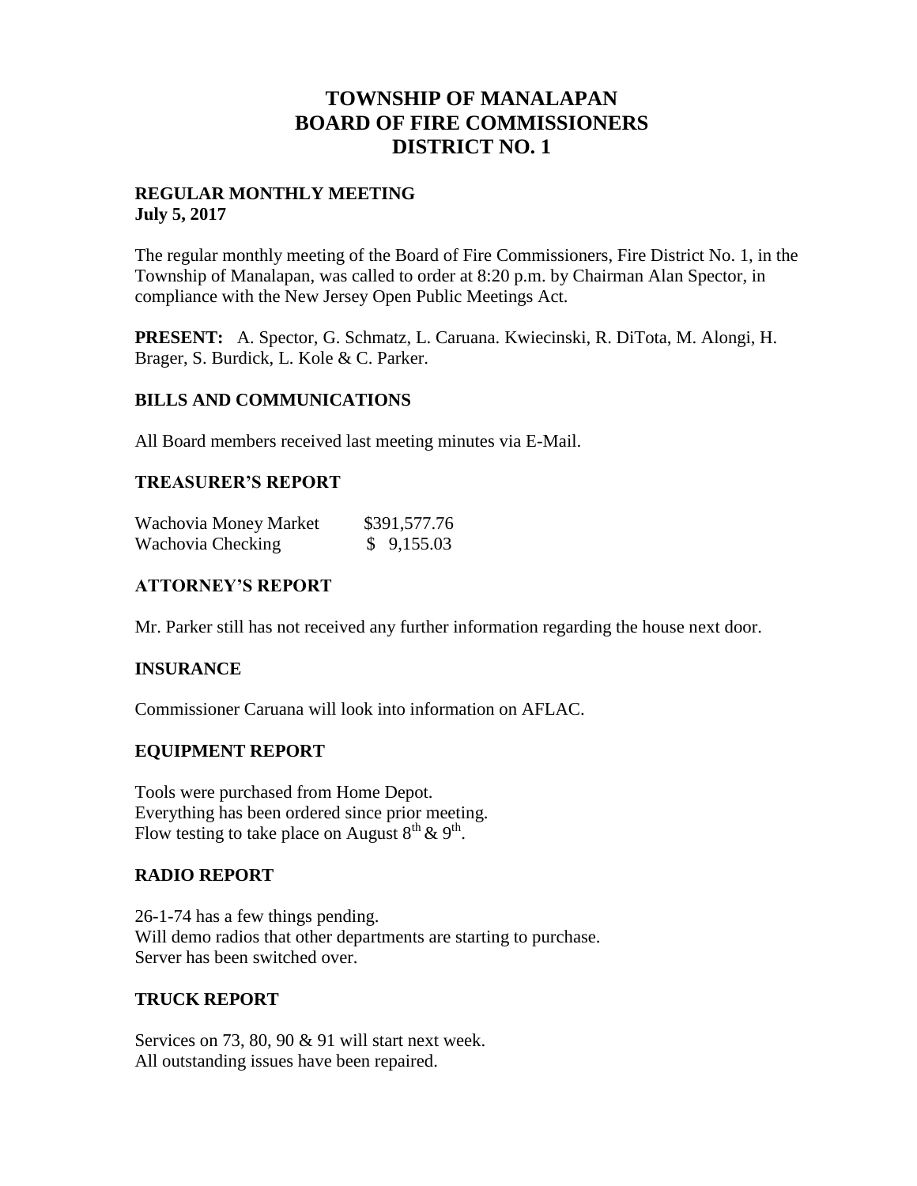# TOWNSHIP OF MANALAPAN
# BOARD OF FIRE COMMISSIONERS
# DISTRICT NO. 1

**REGULAR MONTHLY MEETING**
**July 5, 2017**

The regular monthly meeting of the Board of Fire Commissioners, Fire District No. 1, in the Township of Manalapan, was called to order at 8:20 p.m. by Chairman Alan Spector, in compliance with the New Jersey Open Public Meetings Act.

**PRESENT:** A. Spector, G. Schmatz, L. Caruana. Kwiecinski, R. DiTota, M. Alongi, H. Brager, S. Burdick, L. Kole & C. Parker.

## BILLS AND COMMUNICATIONS

All Board members received last meeting minutes via E-Mail.

## TREASURER'S REPORT

| | |
|---|---|
| Wachovia Money Market | $391,577.76 |
| Wachovia Checking | $ 9,155.03 |

## ATTORNEY'S REPORT

Mr. Parker still has not received any further information regarding the house next door.

## INSURANCE

Commissioner Caruana will look into information on AFLAC.

## EQUIPMENT REPORT

Tools were purchased from Home Depot.
Everything has been ordered since prior meeting.
Flow testing to take place on August 8th & 9th.

## RADIO REPORT

26-1-74 has a few things pending.
Will demo radios that other departments are starting to purchase.
Server has been switched over.

## TRUCK REPORT

Services on 73, 80, 90 & 91 will start next week.
All outstanding issues have been repaired.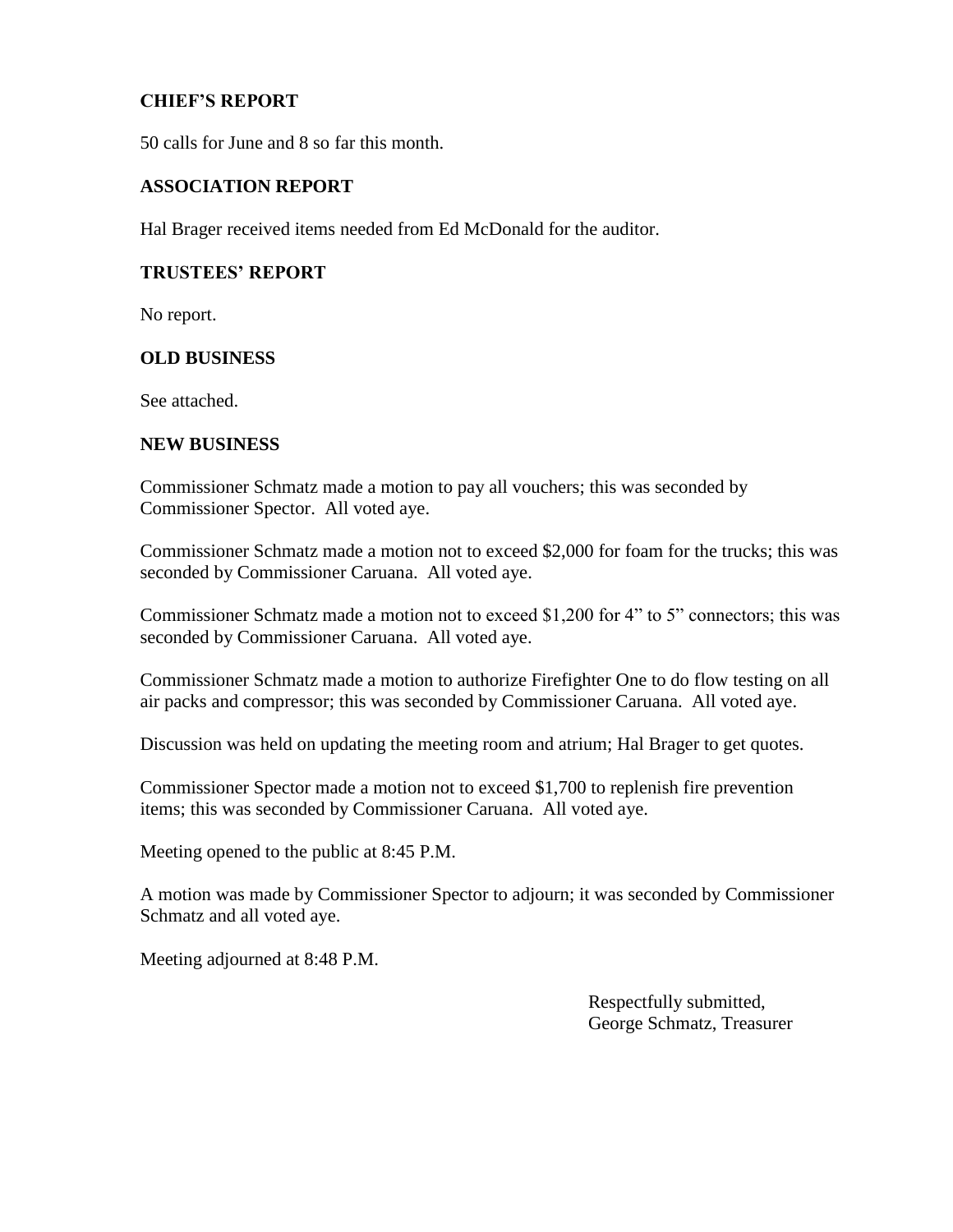## CHIEF'S REPORT

50 calls for June and 8 so far this month.

## ASSOCIATION REPORT

Hal Brager received items needed from Ed McDonald for the auditor.

## TRUSTEES' REPORT

No report.

## OLD BUSINESS

See attached.

## NEW BUSINESS

Commissioner Schmatz made a motion to pay all vouchers; this was seconded by Commissioner Spector. All voted aye.

Commissioner Schmatz made a motion not to exceed $2,000 for foam for the trucks; this was seconded by Commissioner Caruana. All voted aye.

Commissioner Schmatz made a motion not to exceed $1,200 for 4" to 5" connectors; this was seconded by Commissioner Caruana. All voted aye.

Commissioner Schmatz made a motion to authorize Firefighter One to do flow testing on all air packs and compressor; this was seconded by Commissioner Caruana. All voted aye.

Discussion was held on updating the meeting room and atrium; Hal Brager to get quotes.

Commissioner Spector made a motion not to exceed $1,700 to replenish fire prevention items; this was seconded by Commissioner Caruana. All voted aye.

Meeting opened to the public at 8:45 P.M.

A motion was made by Commissioner Spector to adjourn; it was seconded by Commissioner Schmatz and all voted aye.

Meeting adjourned at 8:48 P.M.

Respectfully submitted,
George Schmatz, Treasurer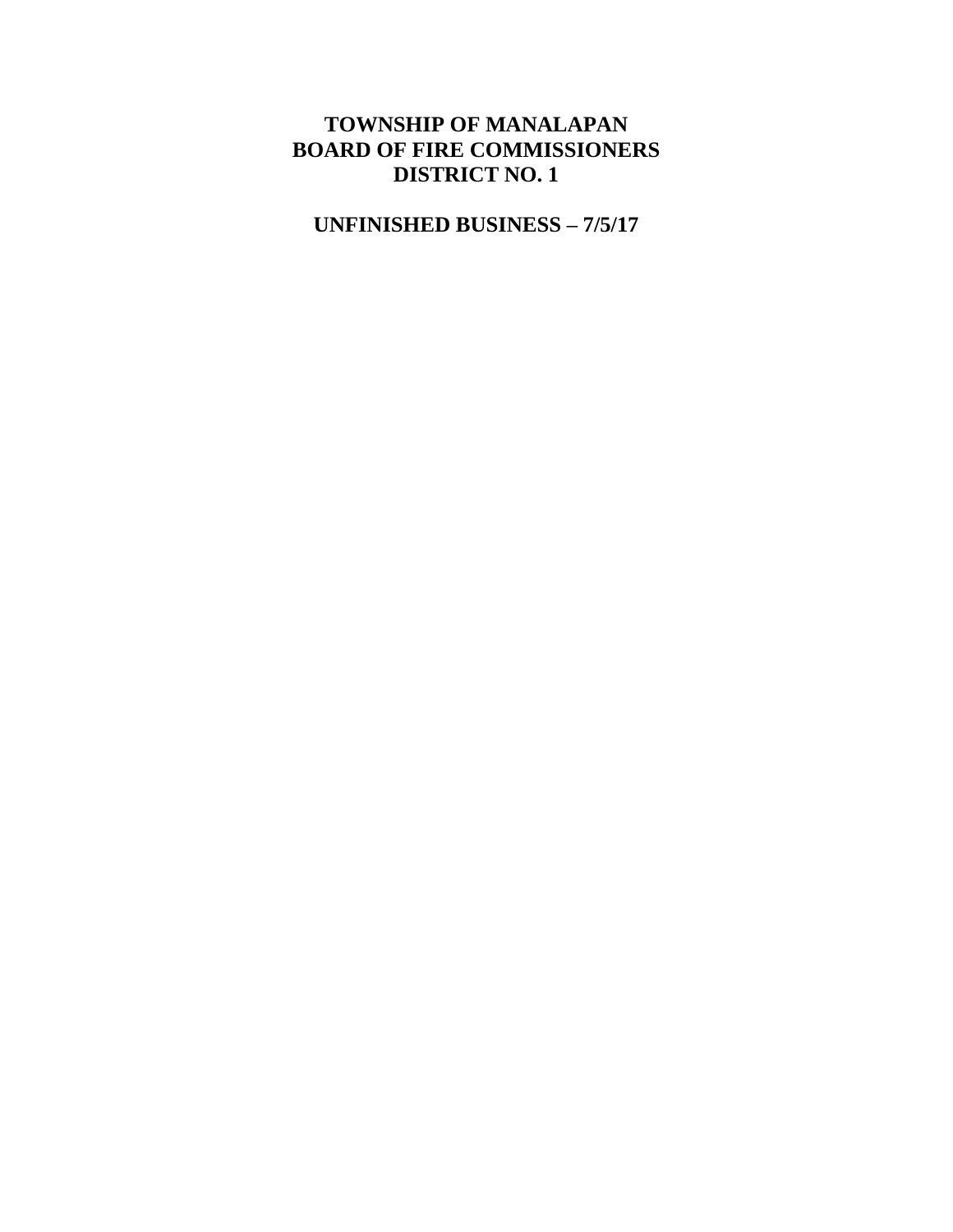# TOWNSHIP OF MANALAPAN
# BOARD OF FIRE COMMISSIONERS
# DISTRICT NO. 1

## UNFINISHED BUSINESS – 7/5/17